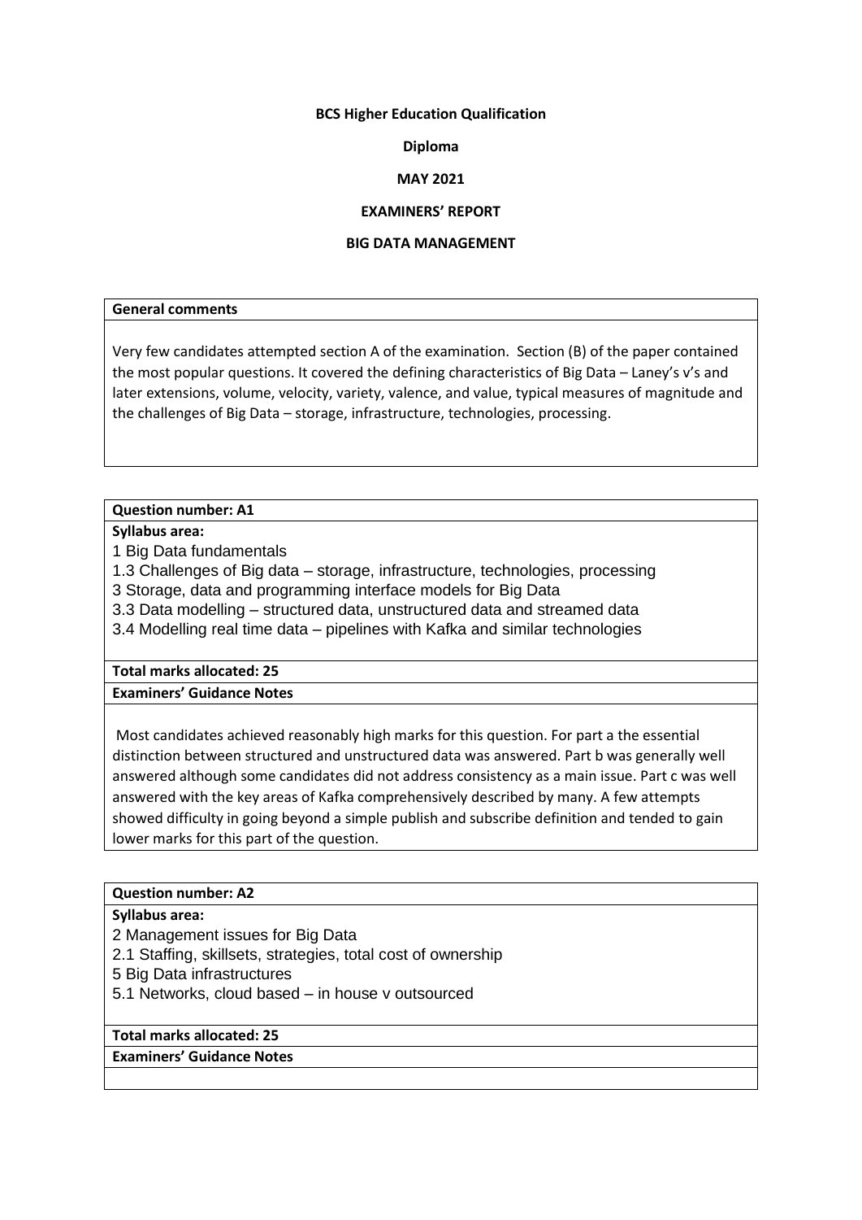**BCS Higher Education Qualification**

**Diploma**

**MAY 2021**

**EXAMINERS' REPORT**

**BIG DATA MANAGEMENT**

| **General comments** |
| --- |
| Very few candidates attempted section A of the examination. Section (B) of the paper contained the most popular questions. It covered the defining characteristics of Big Data – Laney's v's and later extensions, volume, velocity, variety, valence, and value, typical measures of magnitude and the challenges of Big Data – storage, infrastructure, technologies, processing. |

| **Question number: A1** |
| --- |
| **Syllabus area:**<br>1 Big Data fundamentals<br>1.3 Challenges of Big data – storage, infrastructure, technologies, processing<br>3 Storage, data and programming interface models for Big Data<br>3.3 Data modelling – structured data, unstructured data and streamed data<br>3.4 Modelling real time data – pipelines with Kafka and similar technologies |
| **Total marks allocated: 25** |
| **Examiners' Guidance Notes** |
| Most candidates achieved reasonably high marks for this question. For part a the essential distinction between structured and unstructured data was answered. Part b was generally well answered although some candidates did not address consistency as a main issue. Part c was well answered with the key areas of Kafka comprehensively described by many. A few attempts showed difficulty in going beyond a simple publish and subscribe definition and tended to gain lower marks for this part of the question. |

| **Question number: A2** |
| --- |
| **Syllabus area:**<br>2 Management issues for Big Data<br>2.1 Staffing, skillsets, strategies, total cost of ownership<br>5 Big Data infrastructures<br>5.1 Networks, cloud based – in house v outsourced |
| **Total marks allocated: 25** |
| **Examiners' Guidance Notes** |
| |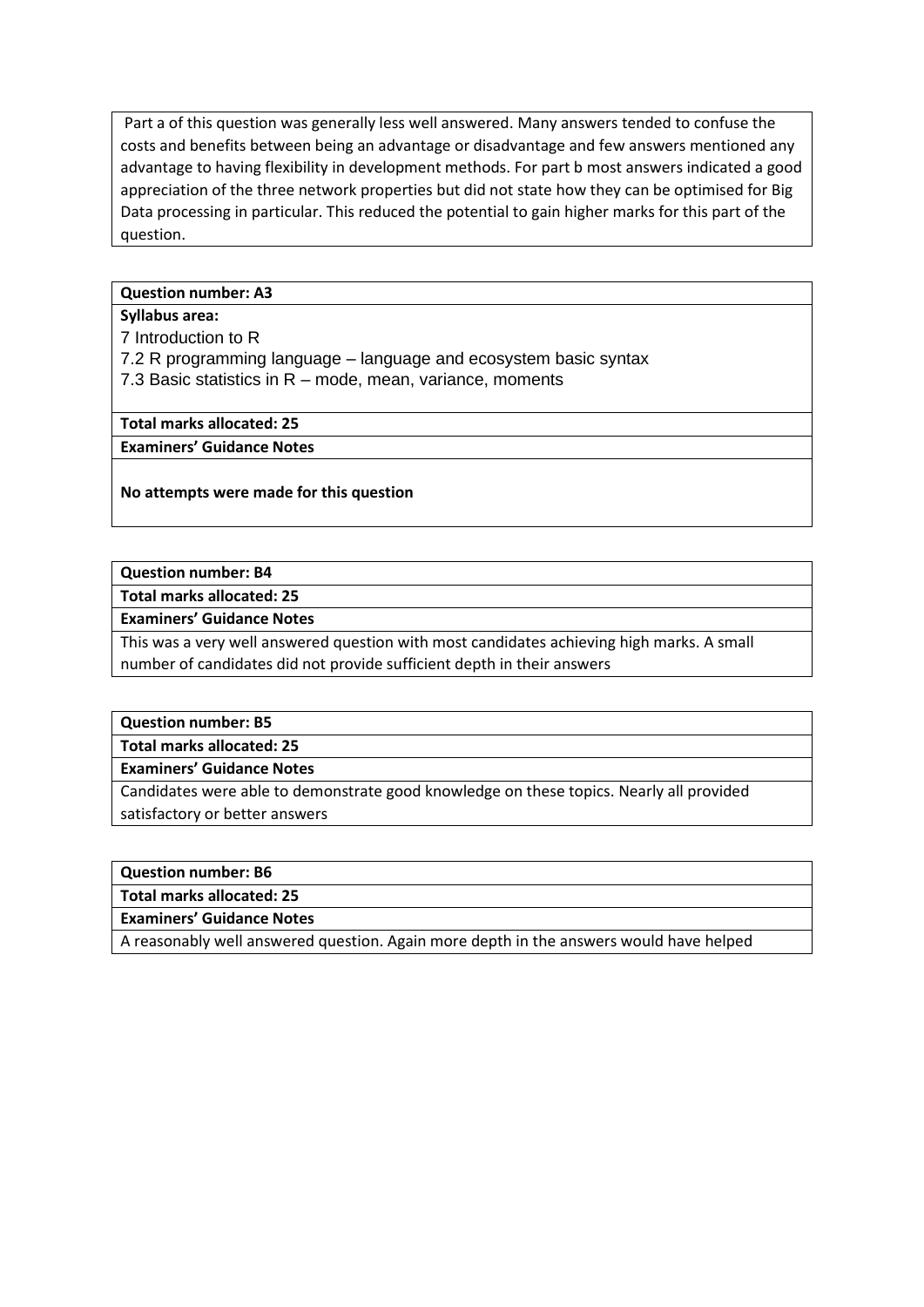Part a of this question was generally less well answered. Many answers tended to confuse the costs and benefits between being an advantage or disadvantage and few answers mentioned any advantage to having flexibility in development methods. For part b most answers indicated a good appreciation of the three network properties but did not state how they can be optimised for Big Data processing in particular. This reduced the potential to gain higher marks for this part of the question.

**Question number: A3**

**Syllabus area:**

7 Introduction to R

7.2 R programming language – language and ecosystem basic syntax

7.3 Basic statistics in R – mode, mean, variance, moments

**Total marks allocated: 25**

**Examiners' Guidance Notes**

**No attempts were made for this question**

**Question number: B4**

**Total marks allocated: 25**

**Examiners' Guidance Notes**

This was a very well answered question with most candidates achieving high marks. A small number of candidates did not provide sufficient depth in their answers

**Question number: B5**

**Total marks allocated: 25**

**Examiners' Guidance Notes**

Candidates were able to demonstrate good knowledge on these topics. Nearly all provided satisfactory or better answers

**Question number: B6**

**Total marks allocated: 25**

**Examiners' Guidance Notes**

A reasonably well answered question. Again more depth in the answers would have helped